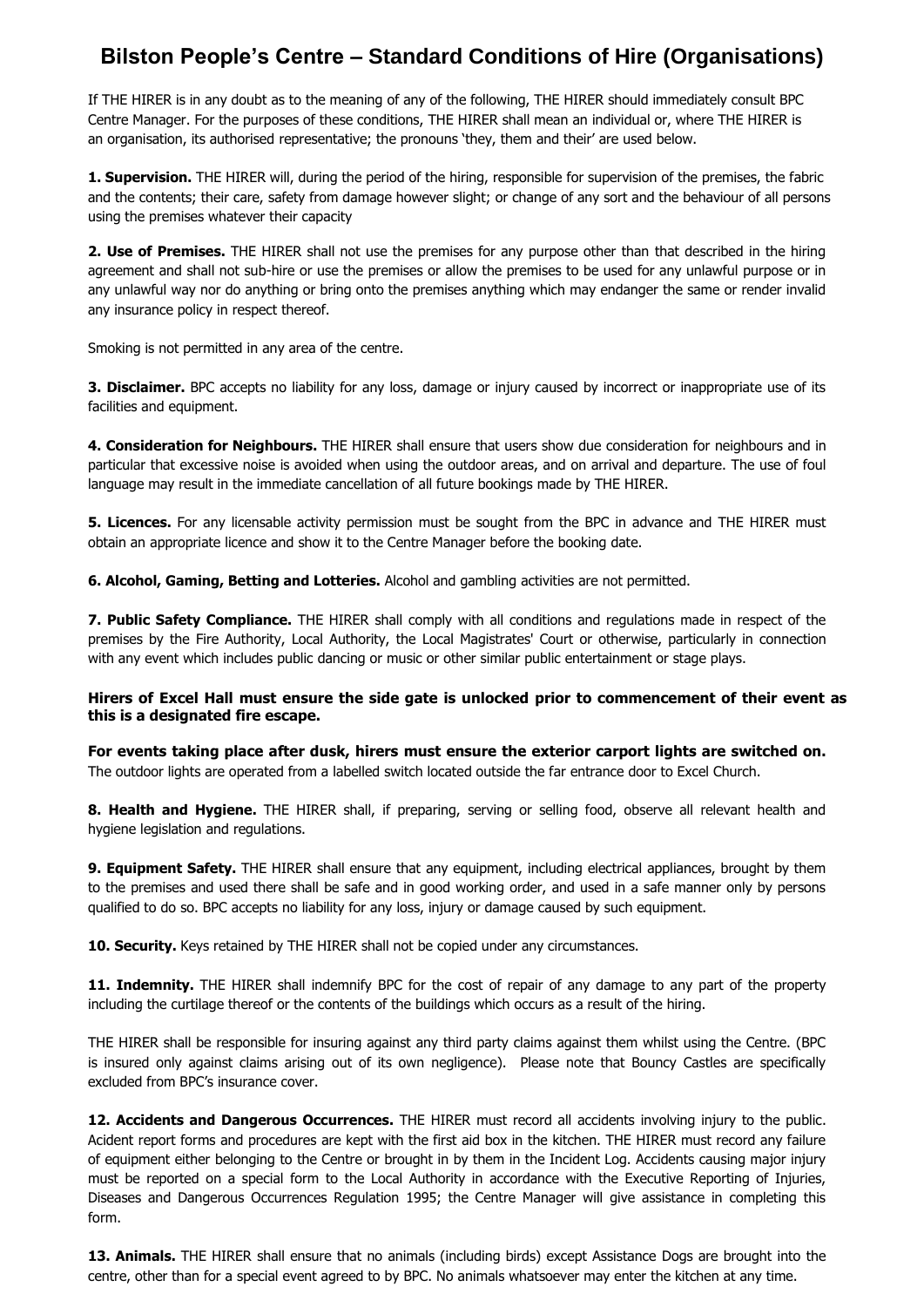# Bilston People's Centre – Standard Conditions of Hire (Organisations)

If THE HIRER is in any doubt as to the meaning of any of the following, THE HIRER should immediately consult BPC Centre Manager. For the purposes of these conditions, THE HIRER shall mean an individual or, where THE HIRER is an organisation, its authorised representative; the pronouns 'they, them and their' are used below.

**1. Supervision.** THE HIRER will, during the period of the hiring, responsible for supervision of the premises, the fabric and the contents; their care, safety from damage however slight; or change of any sort and the behaviour of all persons using the premises whatever their capacity

**2. Use of Premises.** THE HIRER shall not use the premises for any purpose other than that described in the hiring agreement and shall not sub-hire or use the premises or allow the premises to be used for any unlawful purpose or in any unlawful way nor do anything or bring onto the premises anything which may endanger the same or render invalid any insurance policy in respect thereof.

Smoking is not permitted in any area of the centre.

**3. Disclaimer.** BPC accepts no liability for any loss, damage or injury caused by incorrect or inappropriate use of its facilities and equipment.

**4. Consideration for Neighbours.** THE HIRER shall ensure that users show due consideration for neighbours and in particular that excessive noise is avoided when using the outdoor areas, and on arrival and departure. The use of foul language may result in the immediate cancellation of all future bookings made by THE HIRER.

**5. Licences.** For any licensable activity permission must be sought from the BPC in advance and THE HIRER must obtain an appropriate licence and show it to the Centre Manager before the booking date.

**6. Alcohol, Gaming, Betting and Lotteries.** Alcohol and gambling activities are not permitted.

**7. Public Safety Compliance.** THE HIRER shall comply with all conditions and regulations made in respect of the premises by the Fire Authority, Local Authority, the Local Magistrates' Court or otherwise, particularly in connection with any event which includes public dancing or music or other similar public entertainment or stage plays.

**Hirers of Excel Hall must ensure the side gate is unlocked prior to commencement of their event as this is a designated fire escape.**

**For events taking place after dusk, hirers must ensure the exterior carport lights are switched on.** The outdoor lights are operated from a labelled switch located outside the far entrance door to Excel Church.

**8. Health and Hygiene.** THE HIRER shall, if preparing, serving or selling food, observe all relevant health and hygiene legislation and regulations.

**9. Equipment Safety.** THE HIRER shall ensure that any equipment, including electrical appliances, brought by them to the premises and used there shall be safe and in good working order, and used in a safe manner only by persons qualified to do so. BPC accepts no liability for any loss, injury or damage caused by such equipment.

**10. Security.** Keys retained by THE HIRER shall not be copied under any circumstances.

**11. Indemnity.** THE HIRER shall indemnify BPC for the cost of repair of any damage to any part of the property including the curtilage thereof or the contents of the buildings which occurs as a result of the hiring.

THE HIRER shall be responsible for insuring against any third party claims against them whilst using the Centre. (BPC is insured only against claims arising out of its own negligence). Please note that Bouncy Castles are specifically excluded from BPC's insurance cover.

**12. Accidents and Dangerous Occurrences.** THE HIRER must record all accidents involving injury to the public. Acident report forms and procedures are kept with the first aid box in the kitchen. THE HIRER must record any failure of equipment either belonging to the Centre or brought in by them in the Incident Log. Accidents causing major injury must be reported on a special form to the Local Authority in accordance with the Executive Reporting of Injuries, Diseases and Dangerous Occurrences Regulation 1995; the Centre Manager will give assistance in completing this form.

**13. Animals.** THE HIRER shall ensure that no animals (including birds) except Assistance Dogs are brought into the centre, other than for a special event agreed to by BPC. No animals whatsoever may enter the kitchen at any time.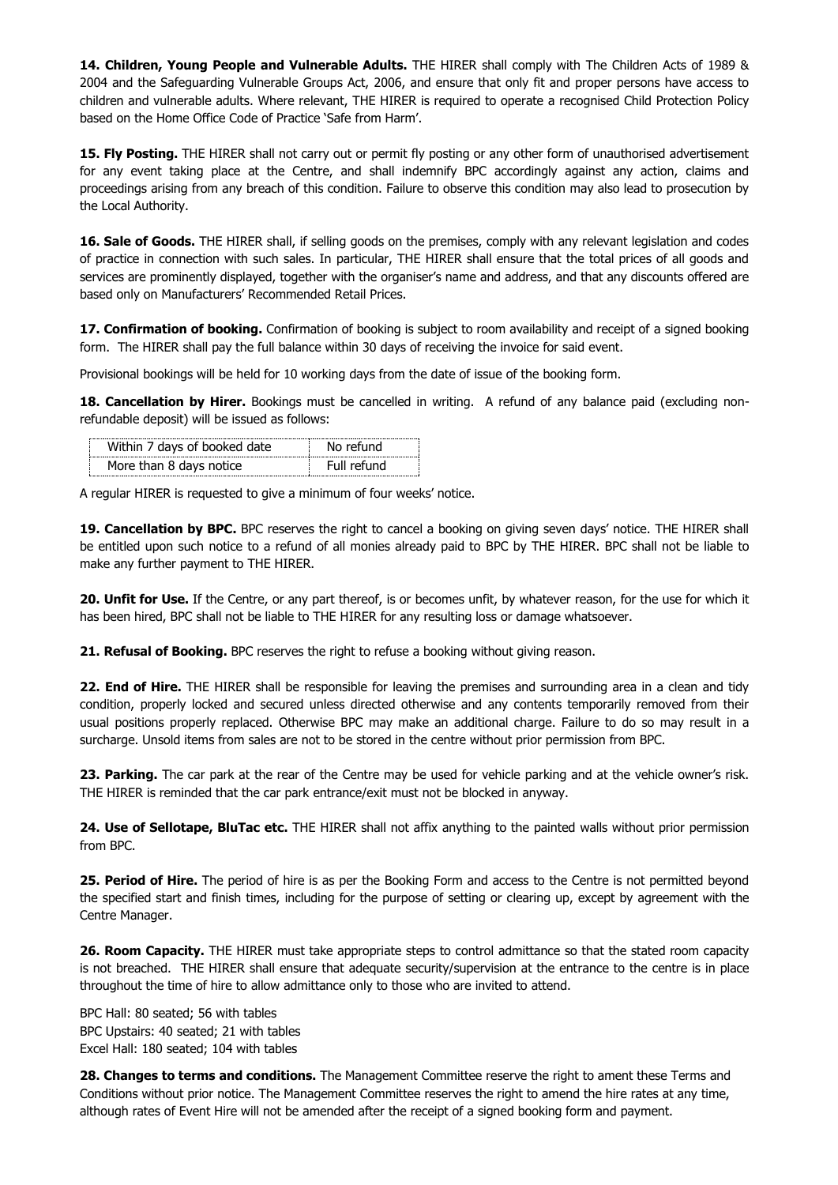**14. Children, Young People and Vulnerable Adults.** THE HIRER shall comply with The Children Acts of 1989 & 2004 and the Safeguarding Vulnerable Groups Act, 2006, and ensure that only fit and proper persons have access to children and vulnerable adults. Where relevant, THE HIRER is required to operate a recognised Child Protection Policy based on the Home Office Code of Practice 'Safe from Harm'.

**15. Fly Posting.** THE HIRER shall not carry out or permit fly posting or any other form of unauthorised advertisement for any event taking place at the Centre, and shall indemnify BPC accordingly against any action, claims and proceedings arising from any breach of this condition. Failure to observe this condition may also lead to prosecution by the Local Authority.

**16. Sale of Goods.** THE HIRER shall, if selling goods on the premises, comply with any relevant legislation and codes of practice in connection with such sales. In particular, THE HIRER shall ensure that the total prices of all goods and services are prominently displayed, together with the organiser's name and address, and that any discounts offered are based only on Manufacturers' Recommended Retail Prices.

**17. Confirmation of booking.** Confirmation of booking is subject to room availability and receipt of a signed booking form. The HIRER shall pay the full balance within 30 days of receiving the invoice for said event.

Provisional bookings will be held for 10 working days from the date of issue of the booking form.

**18. Cancellation by Hirer.** Bookings must be cancelled in writing. A refund of any balance paid (excluding non-refundable deposit) will be issued as follows:

| | |
|---|---|
| Within 7 days of booked date | No refund |
| More than 8 days notice | Full refund |

A regular HIRER is requested to give a minimum of four weeks' notice.

**19. Cancellation by BPC.** BPC reserves the right to cancel a booking on giving seven days' notice. THE HIRER shall be entitled upon such notice to a refund of all monies already paid to BPC by THE HIRER. BPC shall not be liable to make any further payment to THE HIRER.

**20. Unfit for Use.** If the Centre, or any part thereof, is or becomes unfit, by whatever reason, for the use for which it has been hired, BPC shall not be liable to THE HIRER for any resulting loss or damage whatsoever.

**21. Refusal of Booking.** BPC reserves the right to refuse a booking without giving reason.

**22. End of Hire.** THE HIRER shall be responsible for leaving the premises and surrounding area in a clean and tidy condition, properly locked and secured unless directed otherwise and any contents temporarily removed from their usual positions properly replaced. Otherwise BPC may make an additional charge. Failure to do so may result in a surcharge. Unsold items from sales are not to be stored in the centre without prior permission from BPC.

**23. Parking.** The car park at the rear of the Centre may be used for vehicle parking and at the vehicle owner's risk. THE HIRER is reminded that the car park entrance/exit must not be blocked in anyway.

**24. Use of Sellotape, BluTac etc.** THE HIRER shall not affix anything to the painted walls without prior permission from BPC.

**25. Period of Hire.** The period of hire is as per the Booking Form and access to the Centre is not permitted beyond the specified start and finish times, including for the purpose of setting or clearing up, except by agreement with the Centre Manager.

**26. Room Capacity.** THE HIRER must take appropriate steps to control admittance so that the stated room capacity is not breached. THE HIRER shall ensure that adequate security/supervision at the entrance to the centre is in place throughout the time of hire to allow admittance only to those who are invited to attend.

BPC Hall: 80 seated; 56 with tables
BPC Upstairs: 40 seated; 21 with tables
Excel Hall: 180 seated; 104 with tables

**28. Changes to terms and conditions.** The Management Committee reserve the right to ament these Terms and Conditions without prior notice. The Management Committee reserves the right to amend the hire rates at any time, although rates of Event Hire will not be amended after the receipt of a signed booking form and payment.